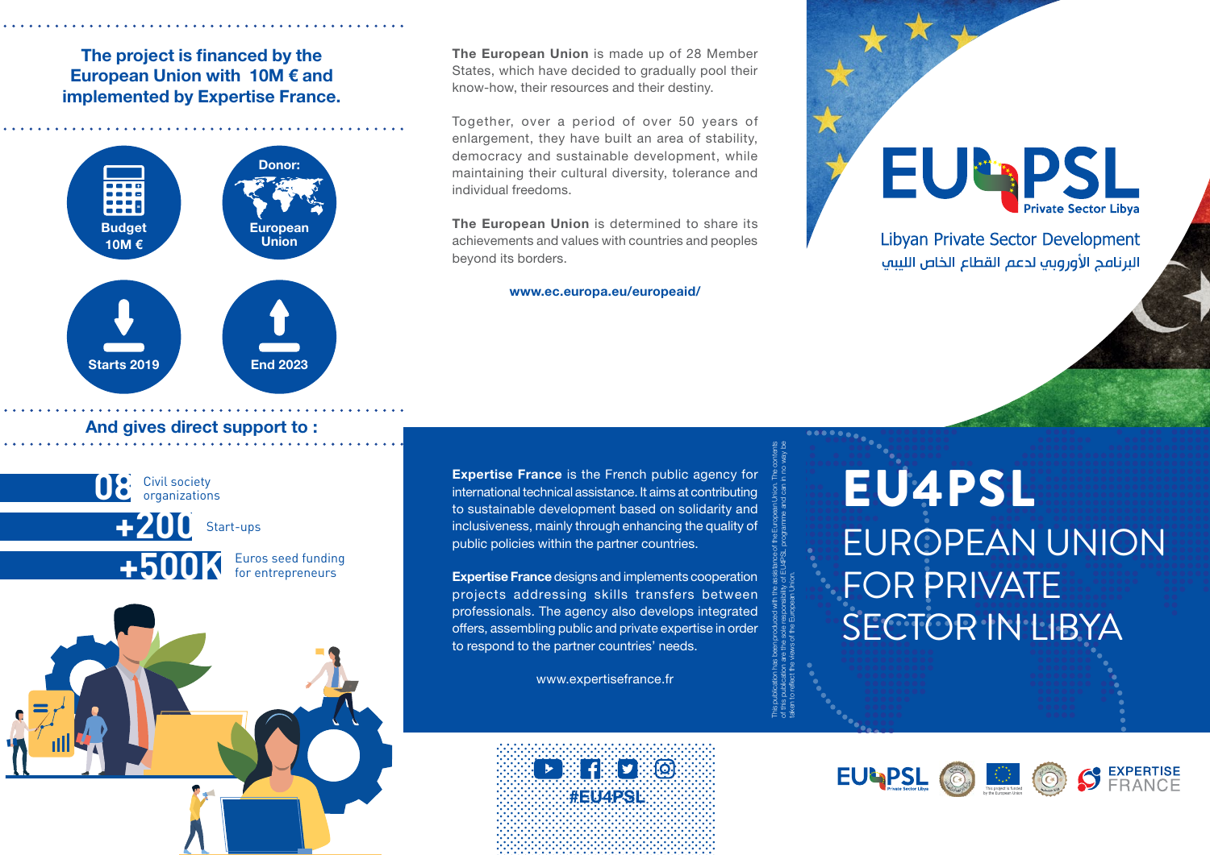**The project is financed by the European Union with 10M € and implemented by Expertise France.**

- **Budget** 10M €
- **Donor:** European Union
- **Starts 2019**
- **End 2023**

**And gives direct support to :**

- **08** Civil society organizations
- **+200** Start-ups
- **+500K** Euros seed funding for entrepreneurs

**The European Union** is made up of 28 Member States, which have decided to gradually pool their know-how, their resources and their destiny.

Together, over a period of over 50 years of enlargement, they have built an area of stability, democracy and sustainable development, while maintaining their cultural diversity, tolerance and individual freedoms.

**The European Union** is determined to share its achievements and values with countries and peoples beyond its borders.

**www.ec.europa.eu/europeaid/**

**Expertise France** is the French public agency for international technical assistance. It aims at contributing to sustainable development based on solidarity and inclusiveness, mainly through enhancing the quality of public policies within the partner countries.

**Expertise France** designs and implements cooperation projects addressing skills transfers between professionals. The agency also develops integrated offers, assembling public and private expertise in order to respond to the partner countries' needs.

www.expertisefrance.fr

#EU4PSL

This publication has been produced with the assistance of the European Union. The contents of this publication are the sole responsibility of EU4PSL programme and can in no way be taken to reflect the views of the European Union.

EU4PSL Private Sector Libya

Libyan Private Sector Development

البرنامج الأوروبي لدعم القطاع الخاص الليبي

# EU4PSL

## EUROPEAN UNION FOR PRIVATE SECTOR IN LIBYA

This project is funded by the European Union

EXPERTISE FRANCE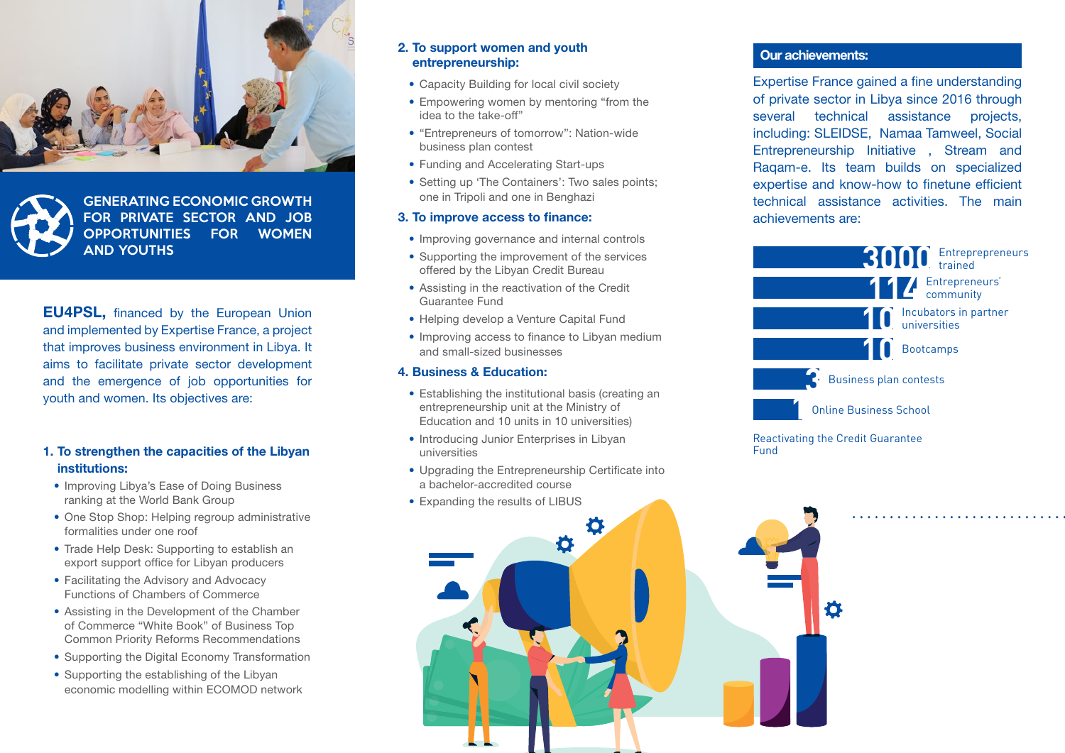## GENERATING ECONOMIC GROWTH FOR PRIVATE SECTOR AND JOB OPPORTUNITIES FOR WOMEN AND YOUTHS

**EU4PSL,** financed by the European Union and implemented by Expertise France, a project that improves business environment in Libya. It aims to facilitate private sector development and the emergence of job opportunities for youth and women. Its objectives are:

### 1. To strengthen the capacities of the Libyan institutions:

- Improving Libya's Ease of Doing Business ranking at the World Bank Group
- One Stop Shop: Helping regroup administrative formalities under one roof
- Trade Help Desk: Supporting to establish an export support office for Libyan producers
- Facilitating the Advisory and Advocacy Functions of Chambers of Commerce
- Assisting in the Development of the Chamber of Commerce "White Book" of Business Top Common Priority Reforms Recommendations
- Supporting the Digital Economy Transformation
- Supporting the establishing of the Libyan economic modelling within ECOMOD network

### 2. To support women and youth entrepreneurship:

- Capacity Building for local civil society
- Empowering women by mentoring "from the idea to the take-off"
- "Entrepreneurs of tomorrow": Nation-wide business plan contest
- Funding and Accelerating Start-ups
- Setting up 'The Containers': Two sales points; one in Tripoli and one in Benghazi

### 3. To improve access to finance:

- Improving governance and internal controls
- Supporting the improvement of the services offered by the Libyan Credit Bureau
- Assisting in the reactivation of the Credit Guarantee Fund
- Helping develop a Venture Capital Fund
- Improving access to finance to Libyan medium and small-sized businesses

### 4. Business & Education:

- Establishing the institutional basis (creating an entrepreneurship unit at the Ministry of Education and 10 units in 10 universities)
- Introducing Junior Enterprises in Libyan universities
- Upgrading the Entrepreneurship Certificate into a bachelor-accredited course
- Expanding the results of LIBUS

### Our achievements:

Expertise France gained a fine understanding of private sector in Libya since 2016 through several technical assistance projects, including: SLEIDSE, Namaa Tamweel, Social Entrepreneurship Initiative , Stream and Raqam-e. Its team builds on specialized expertise and know-how to finetune efficient technical assistance activities. The main achievements are:

3000 Entrepreneurs trained

114 Entrepreneurs' community

10 Incubators in partner universities

10 Bootcamps

3 Business plan contests

1 Online Business School

Reactivating the Credit Guarantee Fund